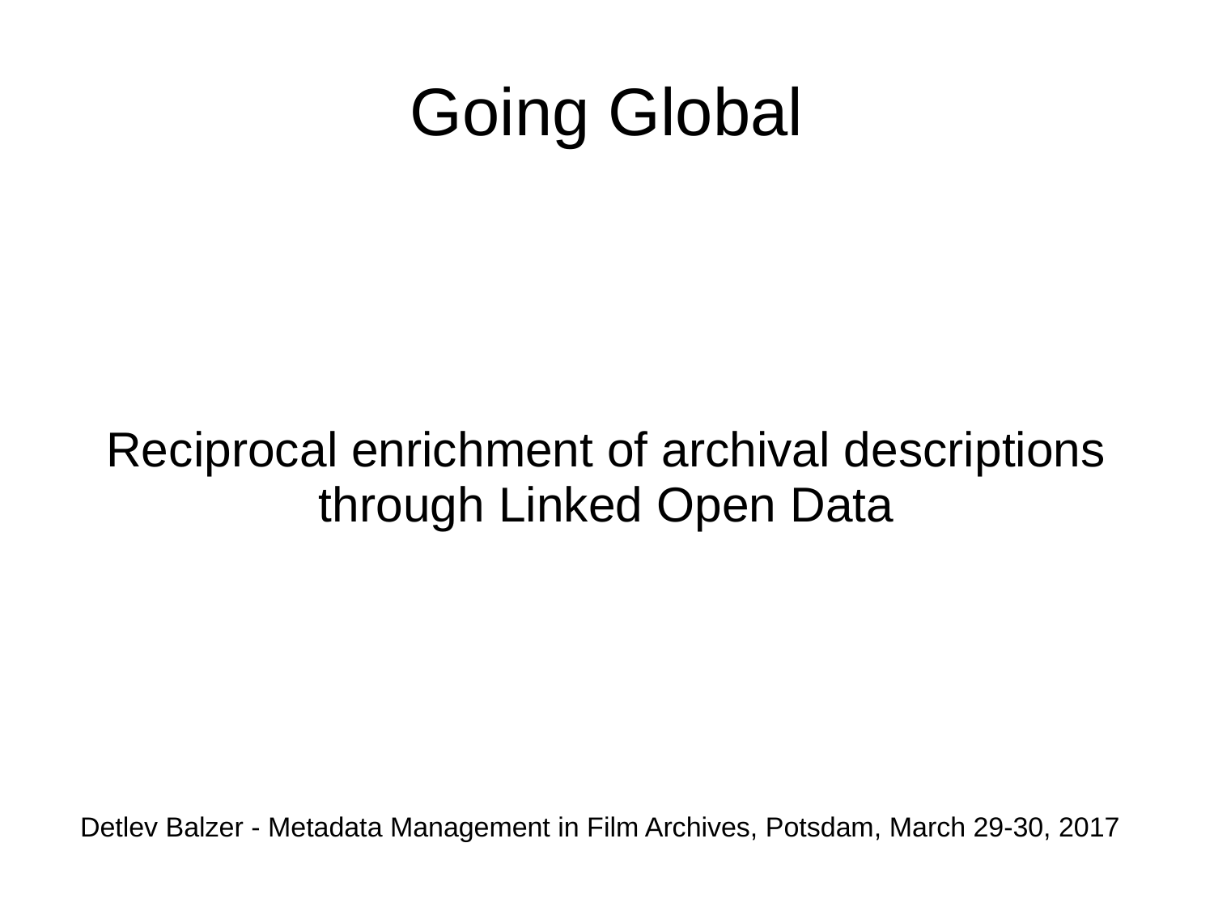# Going Global

Reciprocal enrichment of archival descriptions through Linked Open Data

Detlev Balzer - Metadata Management in Film Archives, Potsdam, March 29-30, 2017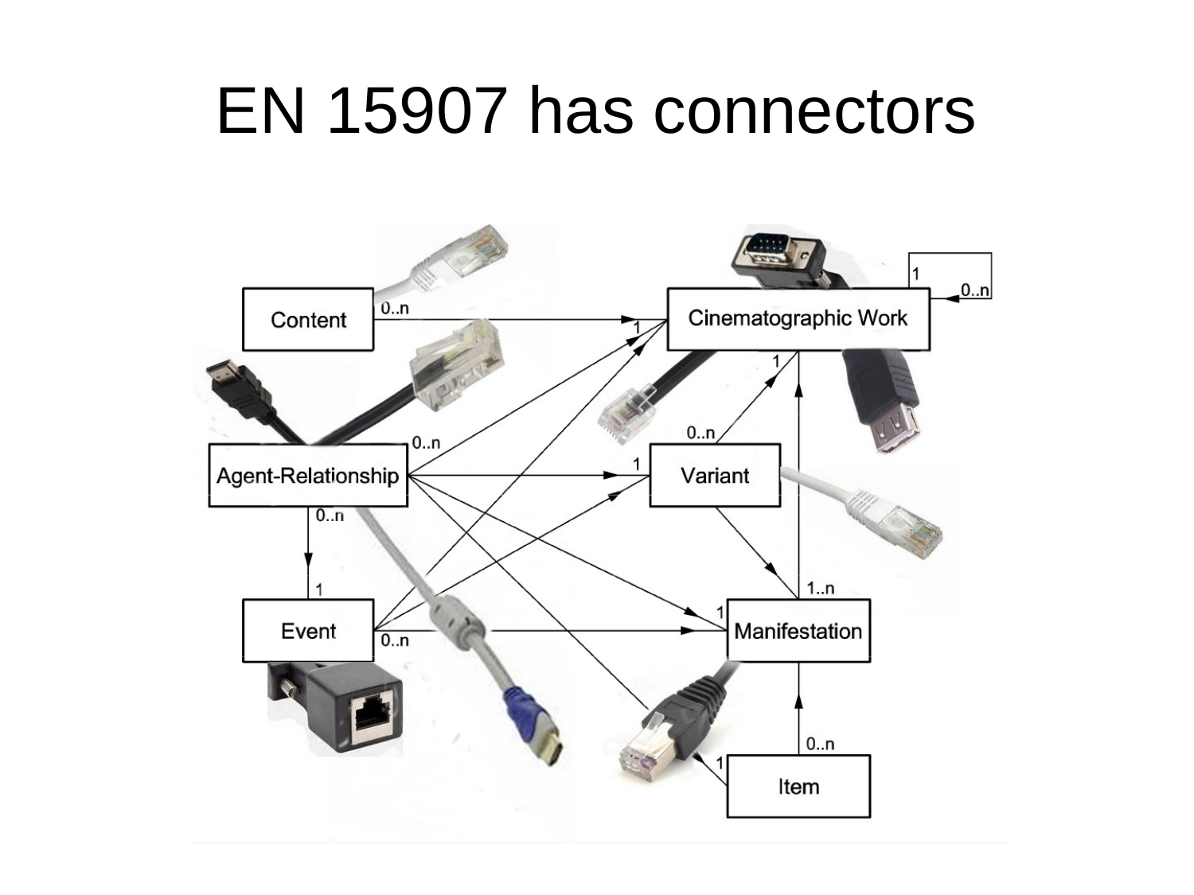# EN 15907 has connectors

Content

Cinematographic Work

Agent-Relationship

Variant

Event

Manifestation

Item

0..n

1

0..n

1

0..n

1

0..n

1

0..n

1

1..n

0..n

1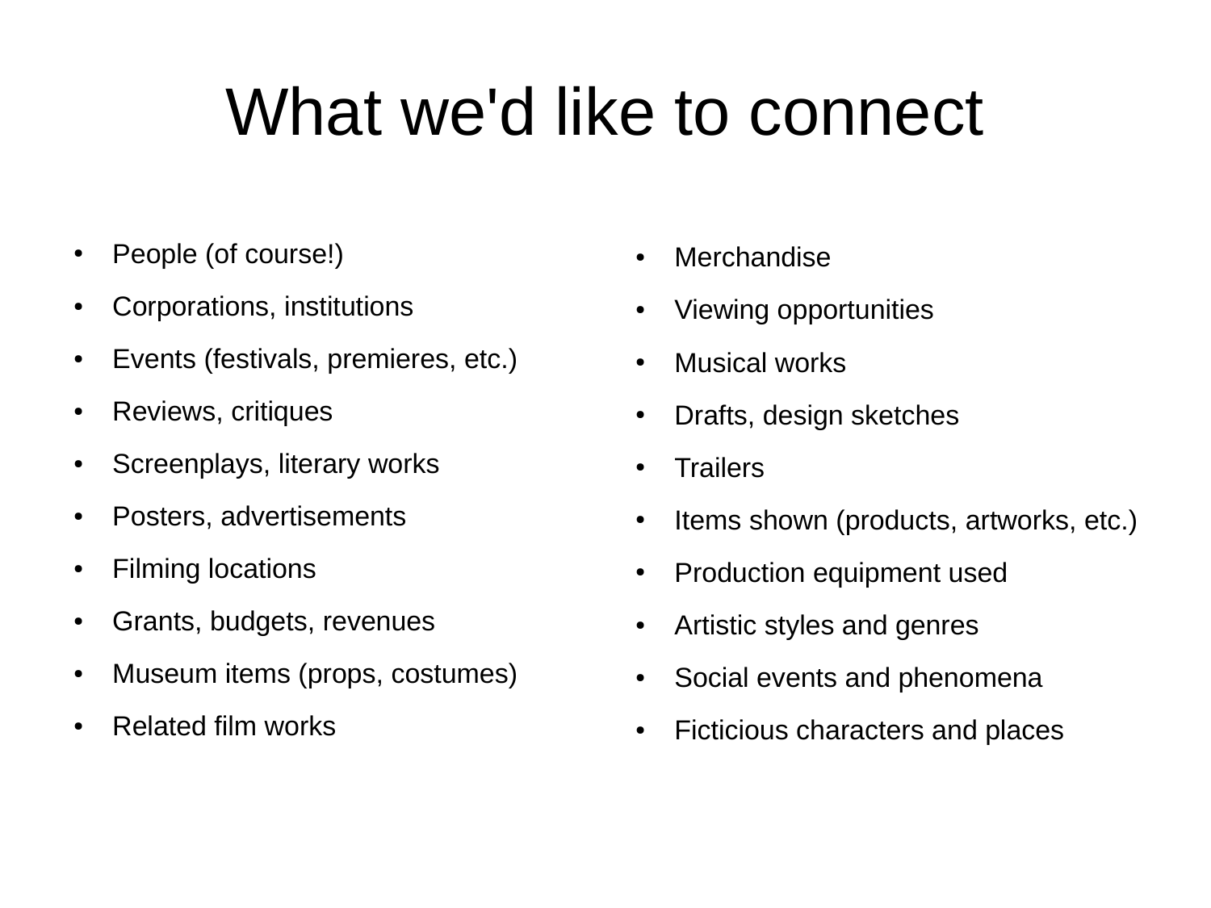# What we'd like to connect

- People (of course!)
- Corporations, institutions
- Events (festivals, premieres, etc.)
- Reviews, critiques
- Screenplays, literary works
- Posters, advertisements
- Filming locations
- Grants, budgets, revenues
- Museum items (props, costumes)
- Related film works
- Merchandise
- Viewing opportunities
- Musical works
- Drafts, design sketches
- Trailers
- Items shown (products, artworks, etc.)
- Production equipment used
- Artistic styles and genres
- Social events and phenomena
- Ficticious characters and places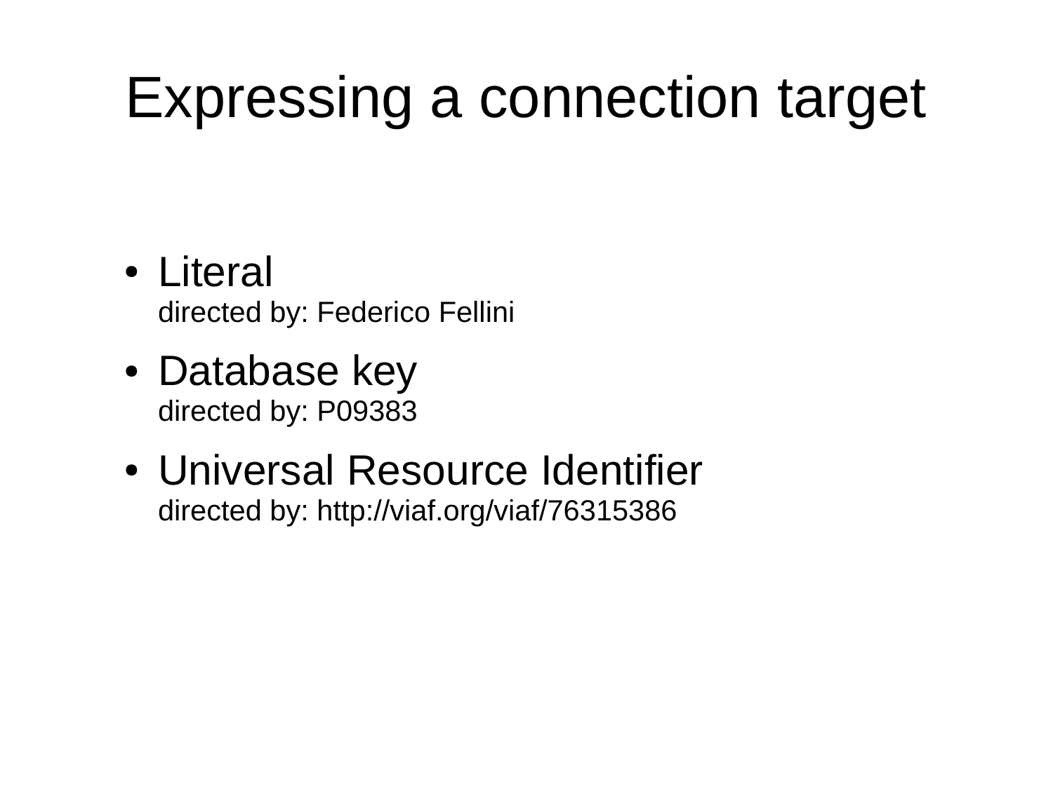# Expressing a connection target

- Literal
  directed by: Federico Fellini
- Database key
  directed by: P09383
- Universal Resource Identifier
  directed by: http://viaf.org/viaf/76315386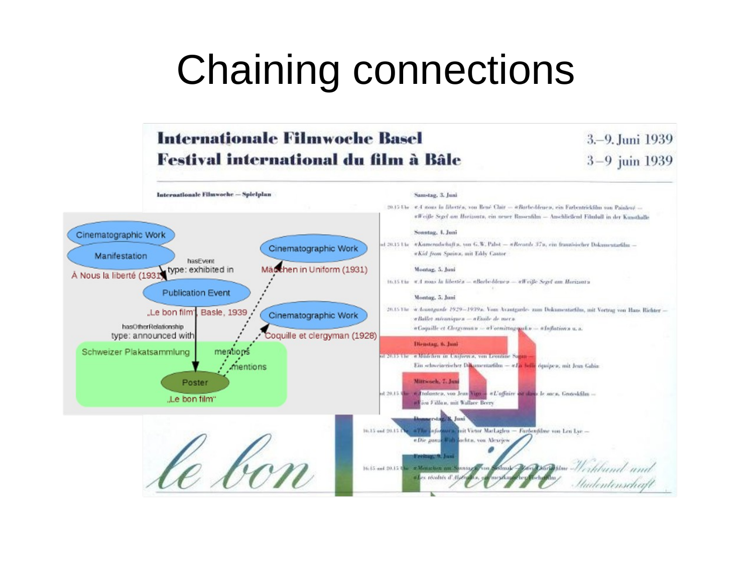# Chaining connections

## Internationale Filmwoche Basel
## Festival international du film à Bâle

3.–9. Juni 1939
3–9 juin 1939

Cinematographic Work

Manifestation

À Nous la liberté (1931)

hasEvent
type: exhibited in

Publication Event

„Le bon film", Basle, 1939

hasOtherRelationship
type: announced with

Cinematographic Work

Mädchen in Uniform (1931)

Cinematographic Work

Coquille et clergyman (1928)

Schweizer Plakatsammlung

mentions

mentions

Poster

„Le bon film"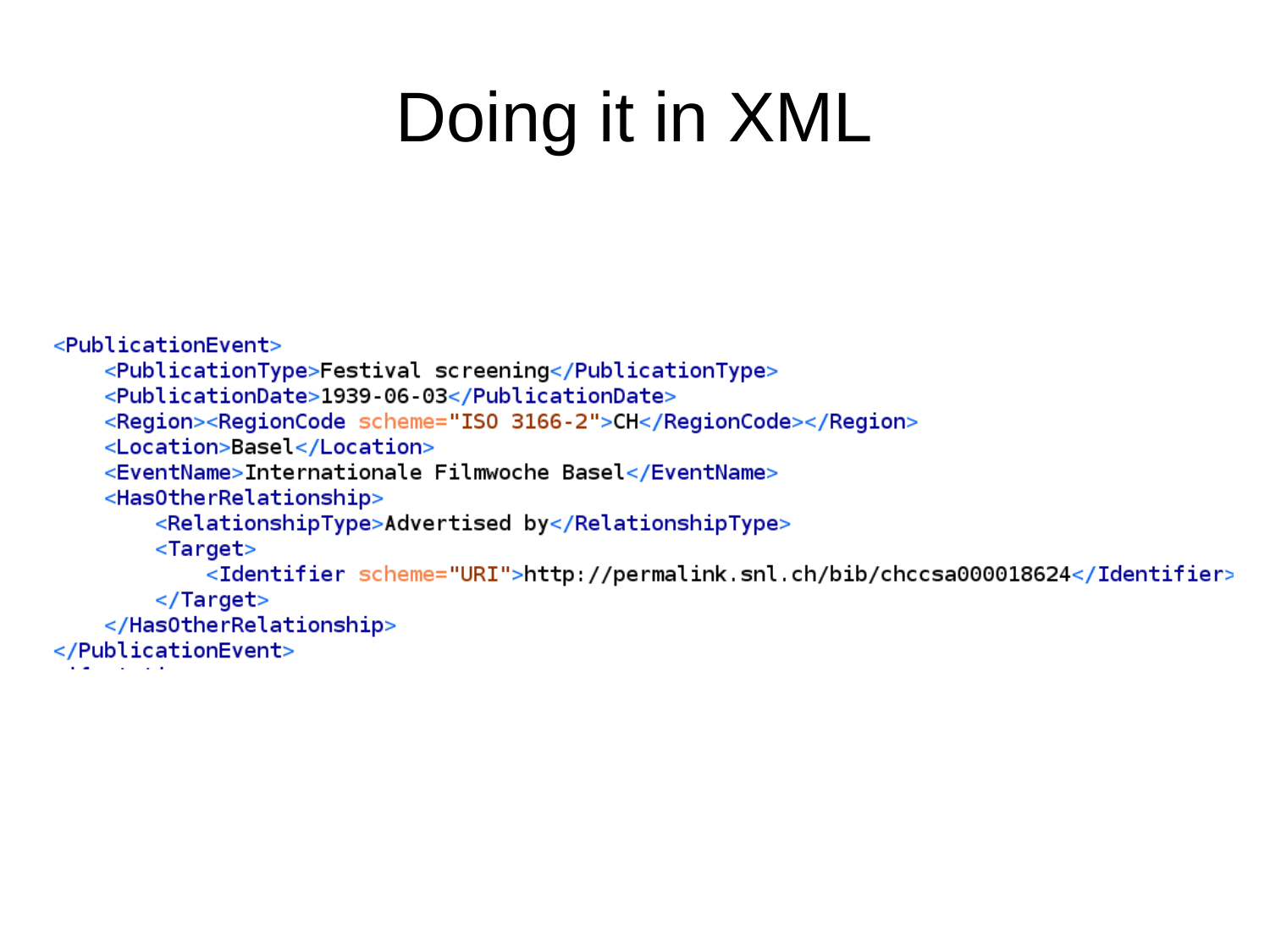# Doing it in XML

```xml
<PublicationEvent>
    <PublicationType>Festival screening</PublicationType>
    <PublicationDate>1939-06-03</PublicationDate>
    <Region><RegionCode scheme="ISO 3166-2">CH</RegionCode></Region>
    <Location>Basel</Location>
    <EventName>Internationale Filmwoche Basel</EventName>
    <HasOtherRelationship>
        <RelationshipType>Advertised by</RelationshipType>
        <Target>
            <Identifier scheme="URI">http://permalink.snl.ch/bib/chccsa000018624</Identifier>
        </Target>
    </HasOtherRelationship>
</PublicationEvent>
```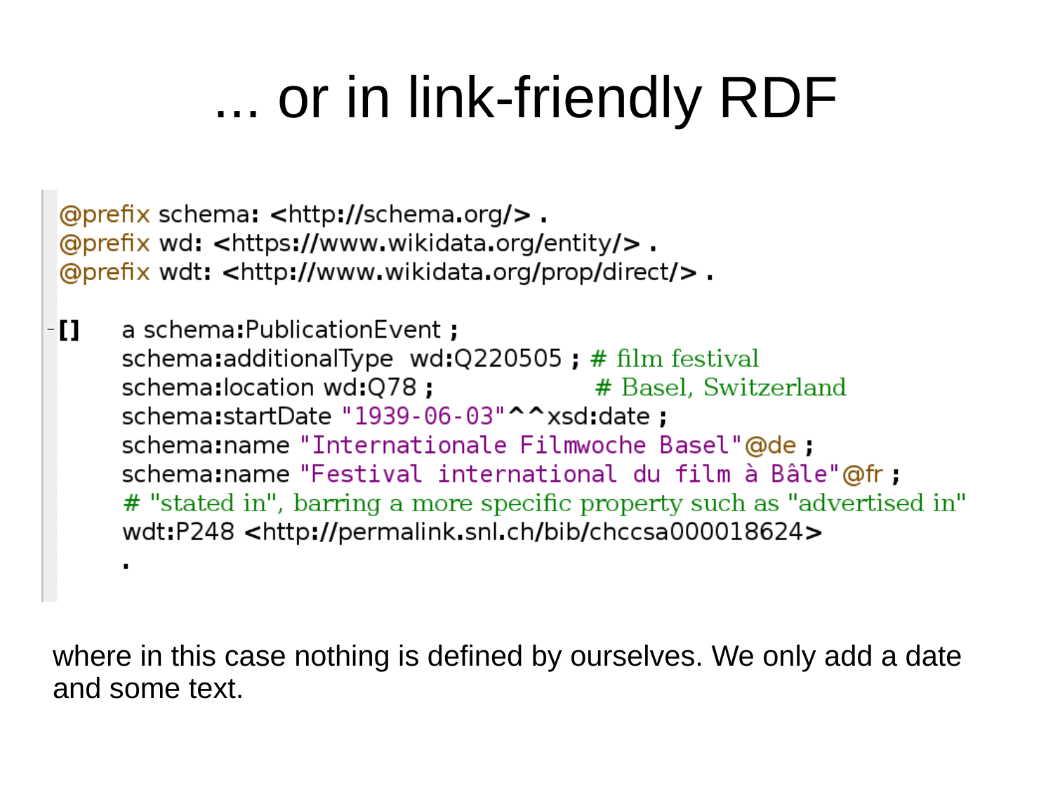# ... or in link-friendly RDF

```
@prefix schema: <http://schema.org/> .
@prefix wd: <https://www.wikidata.org/entity/> .
@prefix wdt: <http://www.wikidata.org/prop/direct/> .

[]    a schema:PublicationEvent ;
      schema:additionalType  wd:Q220505 ; # film festival
      schema:location wd:Q78 ;              # Basel, Switzerland
      schema:startDate "1939-06-03"^^xsd:date ;
      schema:name "Internationale Filmwoche Basel"@de ;
      schema:name "Festival international du film à Bâle"@fr ;
      # "stated in", barring a more specific property such as "advertised in"
      wdt:P248 <http://permalink.snl.ch/bib/chccsa000018624>
      .
```

where in this case nothing is defined by ourselves. We only add a date and some text.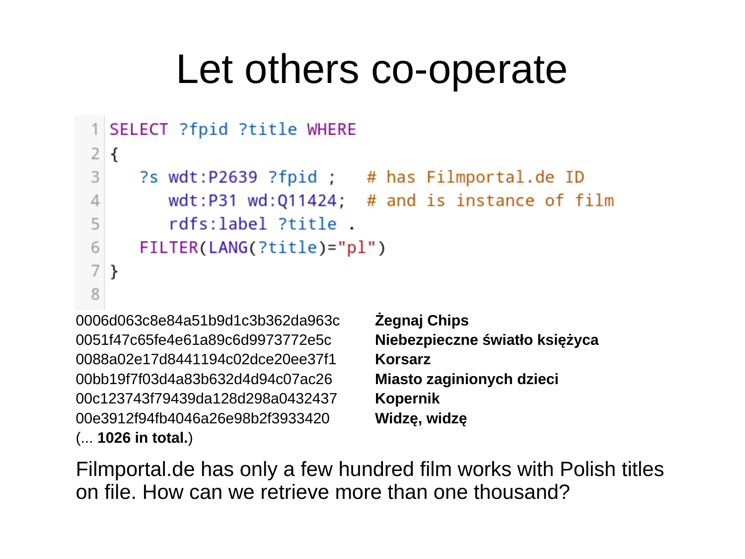# Let others co-operate

```
SELECT ?fpid ?title WHERE
{
   ?s wdt:P2639 ?fpid ;    # has Filmportal.de ID
      wdt:P31 wd:Q11424;  # and is instance of film
      rdfs:label ?title .
   FILTER(LANG(?title)="pl")
}
```

| | |
|---|---|
| 0006d063c8e84a51b9d1c3b362da963c | **Żegnaj Chips** |
| 0051f47c65fe4e61a89c6d9973772e5c | **Niebezpieczne światło księżyca** |
| 0088a02e17d8441194c02dce20ee37f1 | **Korsarz** |
| 00bb19f7f03d4a83b632d4d94c07ac26 | **Miasto zaginionych dzieci** |
| 00c123743f79439da128d298a0432437 | **Kopernik** |
| 00e3912f94fb4046a26e98b2f3933420 | **Widzę, widzę** |

(... **1026 in total.**)

Filmportal.de has only a few hundred film works with Polish titles on file. How can we retrieve more than one thousand?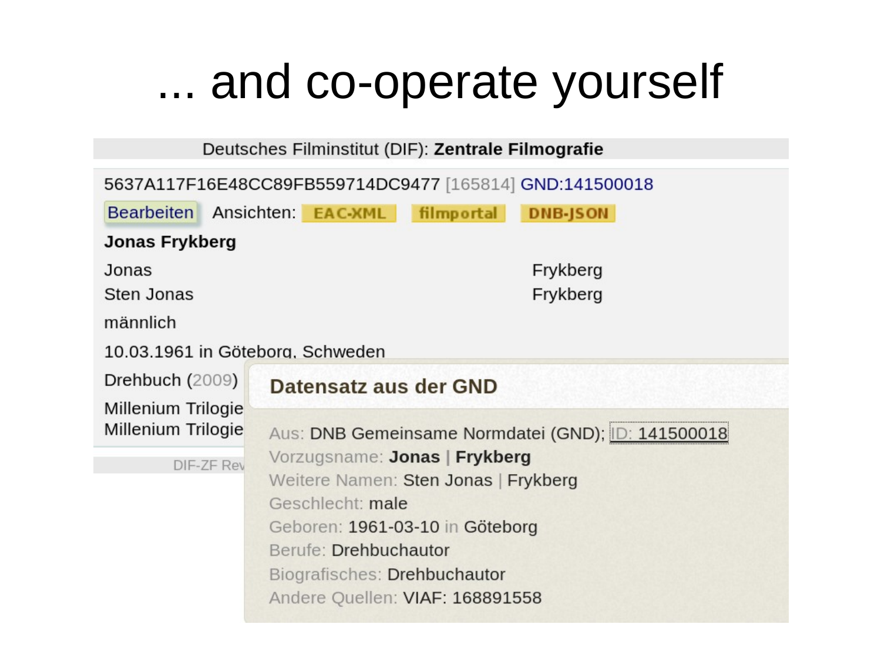# ... and co-operate yourself

Deutsches Filminstitut (DIF): **Zentrale Filmografie**

5637A117F16E48CC89FB559714DC9477 [165814] GND:141500018

Bearbeiten Ansichten: EAC-XML filmportal DNB-JSON

**Jonas Frykberg**

| | |
|---|---|
| Jonas | Frykberg |
| Sten Jonas | Frykberg |

männlich

10.03.1961 in Göteborg, Schweden

Drehbuch (2009)

Millenium Trilogie
Millenium Trilogie

DIF-ZF Rev

**Datensatz aus der GND**

Aus: DNB Gemeinsame Normdatei (GND); ID: 141500018
Vorzugsname: **Jonas | Frykberg**
Weitere Namen: Sten Jonas | Frykberg
Geschlecht: male
Geboren: 1961-03-10 in Göteborg
Berufe: Drehbuchautor
Biografisches: Drehbuchautor
Andere Quellen: VIAF: 168891558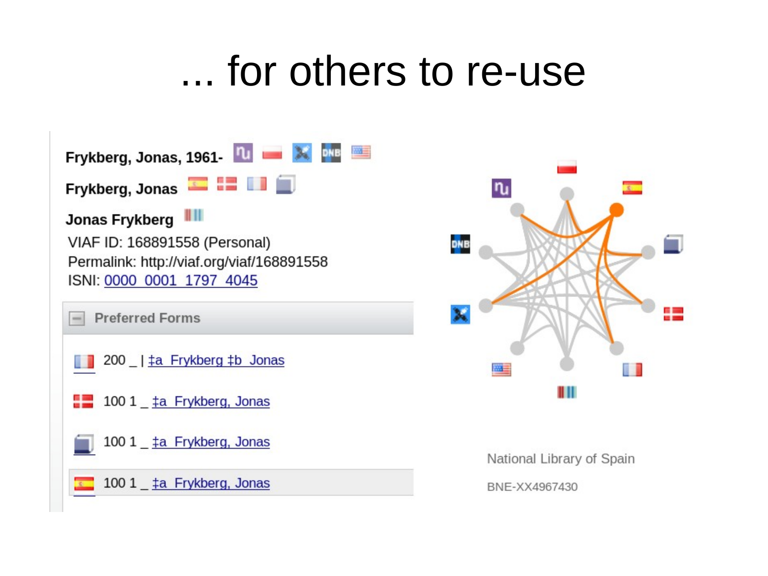# ... for others to re-use

**Frykberg, Jonas, 1961-**

**Frykberg, Jonas**

**Jonas Frykberg**

VIAF ID: 168891558 (Personal)

Permalink: http://viaf.org/viaf/168891558

ISNI: 0000 0001 1797 4045

**Preferred Forms**

- 200 _ | ‡a Frykberg ‡b Jonas
- 100 1 _ ‡a Frykberg, Jonas
- 100 1 _ ‡a Frykberg, Jonas
- 100 1 _ ‡a Frykberg, Jonas

National Library of Spain

BNE-XX4967430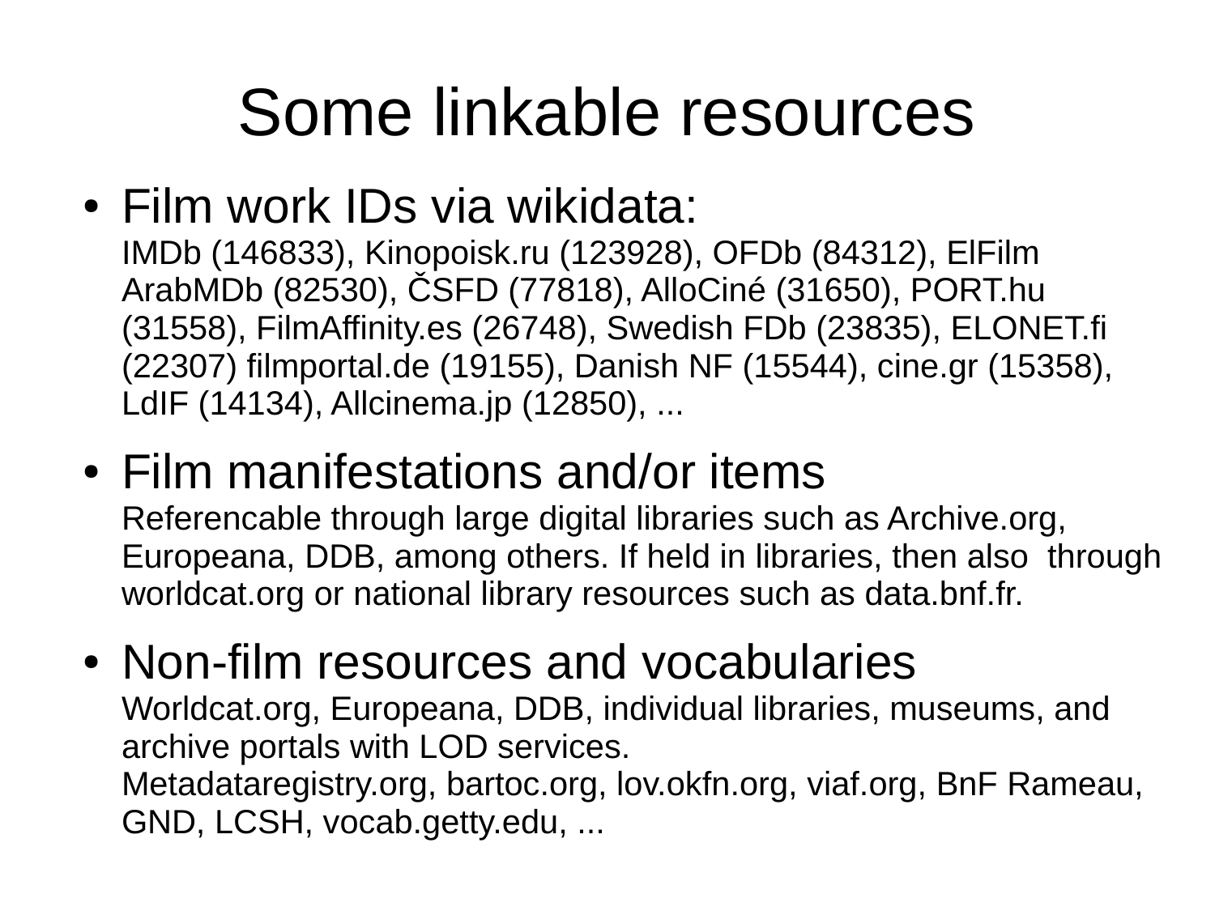# Some linkable resources

- Film work IDs via wikidata:
  IMDb (146833), Kinopoisk.ru (123928), OFDb (84312), ElFilm ArabMDb (82530), ČSFD (77818), AlloCiné (31650), PORT.hu (31558), FilmAffinity.es (26748), Swedish FDb (23835), ELONET.fi (22307) filmportal.de (19155), Danish NF (15544), cine.gr (15358), LdIF (14134), Allcinema.jp (12850), ...
- Film manifestations and/or items
  Referencable through large digital libraries such as Archive.org, Europeana, DDB, among others. If held in libraries, then also through worldcat.org or national library resources such as data.bnf.fr.
- Non-film resources and vocabularies
  Worldcat.org, Europeana, DDB, individual libraries, museums, and archive portals with LOD services.
  Metadataregistry.org, bartoc.org, lov.okfn.org, viaf.org, BnF Rameau, GND, LCSH, vocab.getty.edu, ...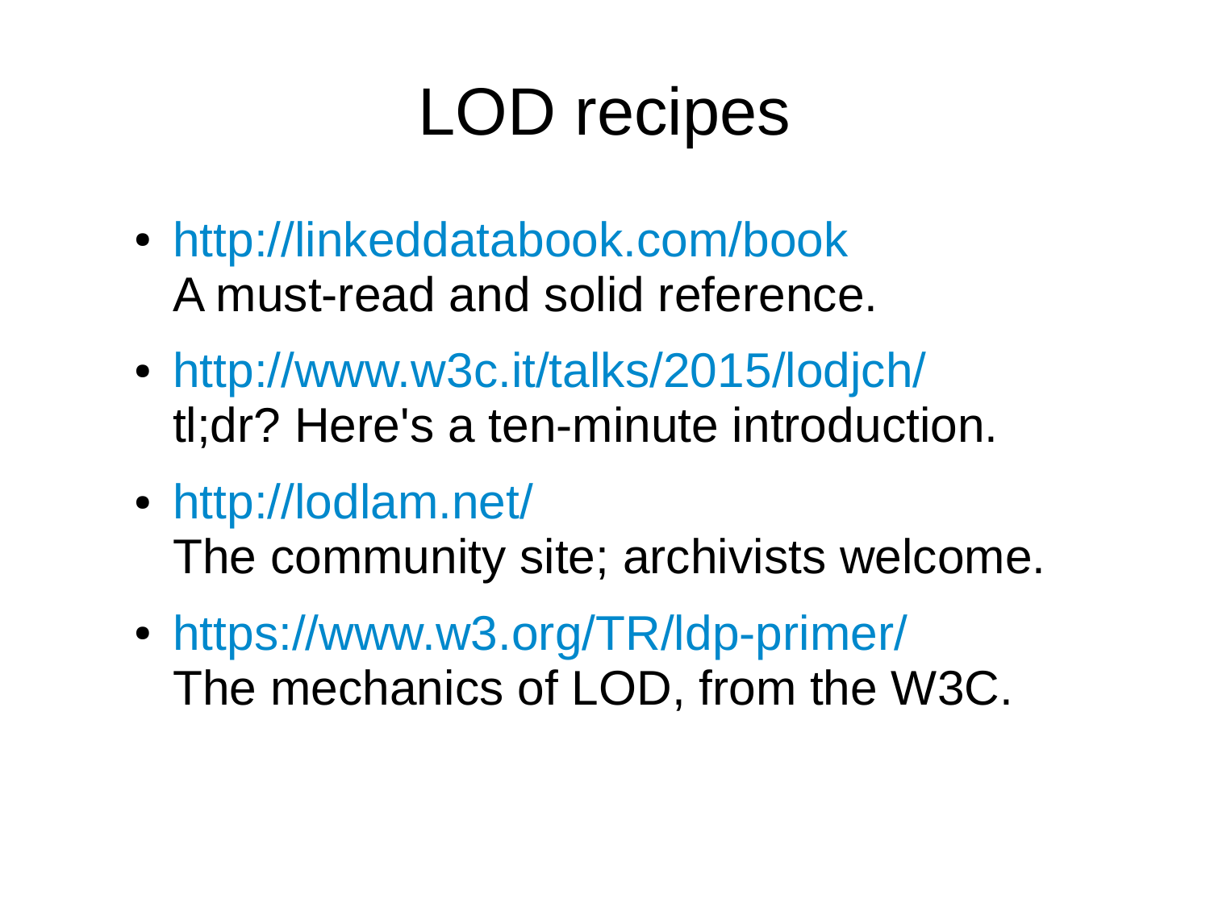# LOD recipes

- http://linkeddatabook.com/book
  A must-read and solid reference.
- http://www.w3c.it/talks/2015/lodjch/
  tl;dr? Here's a ten-minute introduction.
- http://lodlam.net/
  The community site; archivists welcome.
- https://www.w3.org/TR/ldp-primer/
  The mechanics of LOD, from the W3C.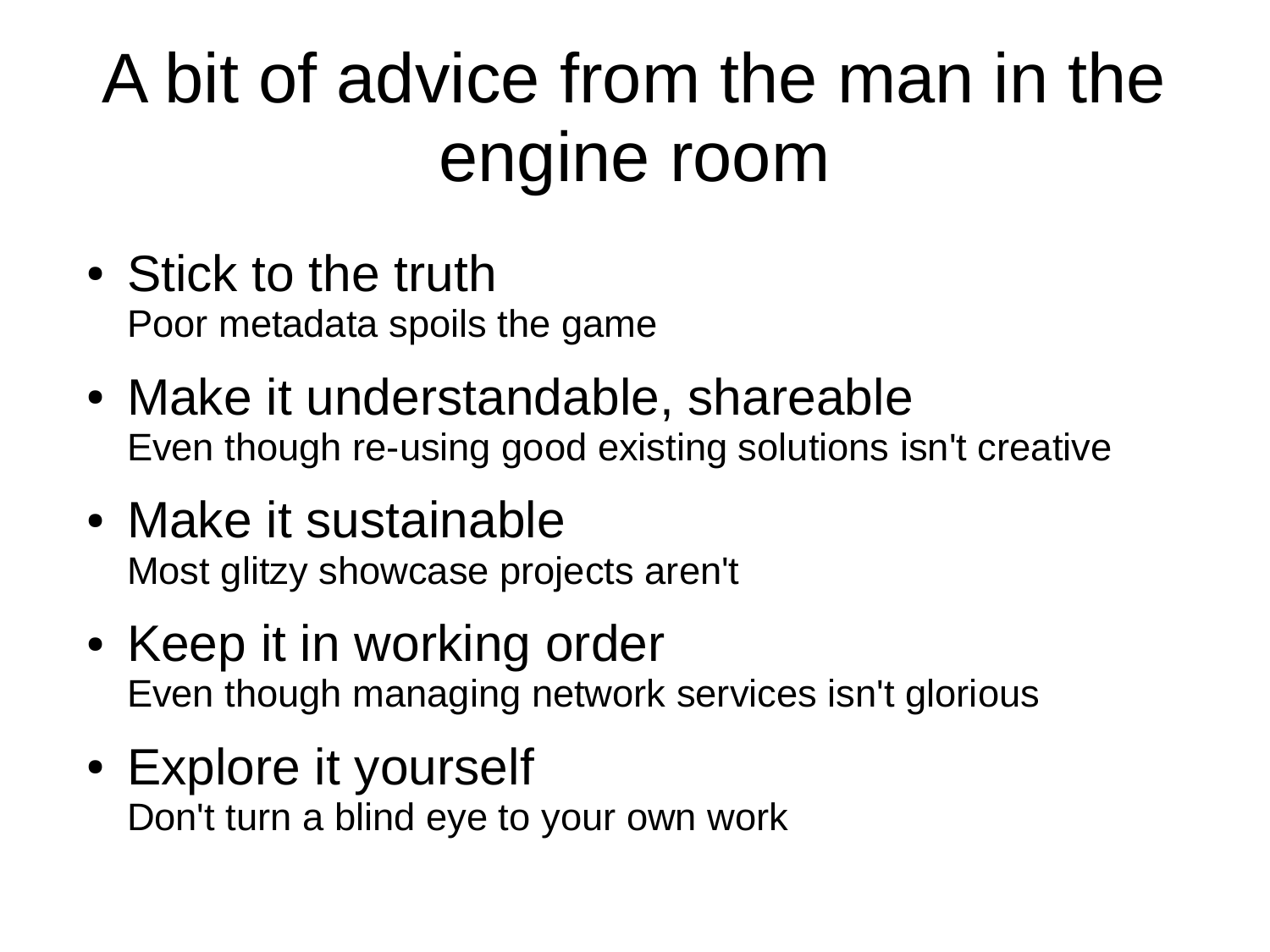# A bit of advice from the man in the engine room

- Stick to the truth
  Poor metadata spoils the game
- Make it understandable, shareable
  Even though re-using good existing solutions isn't creative
- Make it sustainable
  Most glitzy showcase projects aren't
- Keep it in working order
  Even though managing network services isn't glorious
- Explore it yourself
  Don't turn a blind eye to your own work